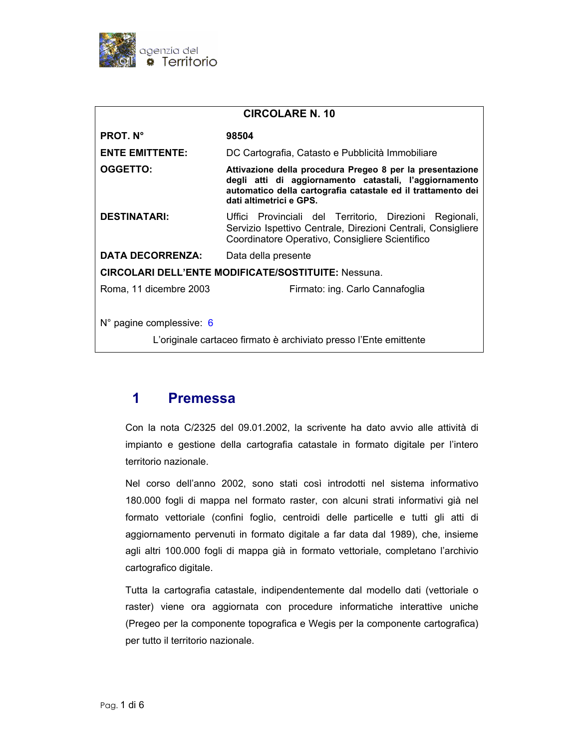agenzia del Territorio

| **CIRCOLARE N. 10** | |
|---|---|
| **PROT. N°** | **98504** |
| **ENTE EMITTENTE:** | DC Cartografia, Catasto e Pubblicità Immobiliare |
| **OGGETTO:** | **Attivazione della procedura Pregeo 8 per la presentazione degli atti di aggiornamento catastali, l'aggiornamento automatico della cartografia catastale ed il trattamento dei dati altimetrici e GPS.** |
| **DESTINATARI:** | Uffici Provinciali del Territorio, Direzioni Regionali, Servizio Ispettivo Centrale, Direzioni Centrali, Consigliere Coordinatore Operativo, Consigliere Scientifico |
| **DATA DECORRENZA:** | Data della presente |
| **CIRCOLARI DELL'ENTE MODIFICATE/SOSTITUITE:** Nessuna. | |
| Roma, 11 dicembre 2003 | Firmato: ing. Carlo Cannafoglia |
| N° pagine complessive: 6 | |
| L'originale cartaceo firmato è archiviato presso l'Ente emittente | |

# 1 Premessa

Con la nota C/2325 del 09.01.2002, la scrivente ha dato avvio alle attività di impianto e gestione della cartografia catastale in formato digitale per l'intero territorio nazionale.

Nel corso dell'anno 2002, sono stati così introdotti nel sistema informativo 180.000 fogli di mappa nel formato raster, con alcuni strati informativi già nel formato vettoriale (confini foglio, centroidi delle particelle e tutti gli atti di aggiornamento pervenuti in formato digitale a far data dal 1989), che, insieme agli altri 100.000 fogli di mappa già in formato vettoriale, completano l'archivio cartografico digitale.

Tutta la cartografia catastale, indipendentemente dal modello dati (vettoriale o raster) viene ora aggiornata con procedure informatiche interattive uniche (Pregeo per la componente topografica e Wegis per la componente cartografica) per tutto il territorio nazionale.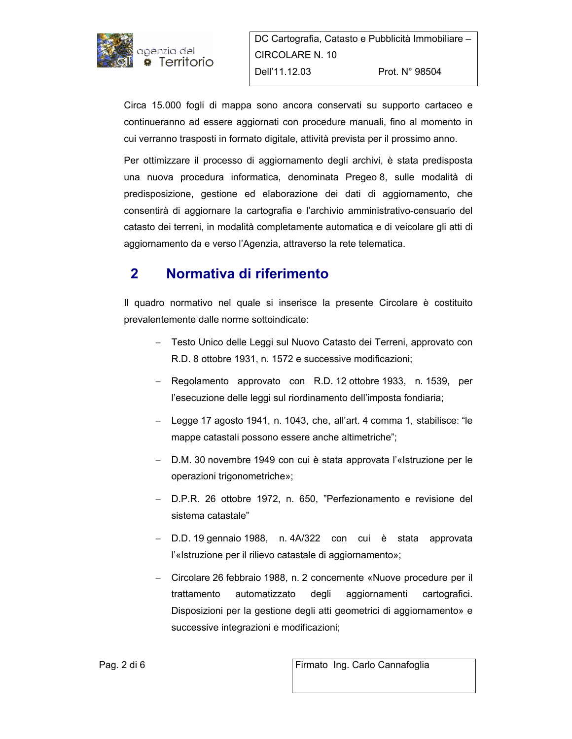Circa 15.000 fogli di mappa sono ancora conservati su supporto cartaceo e continueranno ad essere aggiornati con procedure manuali, fino al momento in cui verranno trasposti in formato digitale, attività prevista per il prossimo anno.

Per ottimizzare il processo di aggiornamento degli archivi, è stata predisposta una nuova procedura informatica, denominata Pregeo 8, sulle modalità di predisposizione, gestione ed elaborazione dei dati di aggiornamento, che consentirà di aggiornare la cartografia e l'archivio amministrativo-censuario del catasto dei terreni, in modalità completamente automatica e di veicolare gli atti di aggiornamento da e verso l'Agenzia, attraverso la rete telematica.

## 2 Normativa di riferimento

Il quadro normativo nel quale si inserisce la presente Circolare è costituito prevalentemente dalle norme sottoindicate:

- Testo Unico delle Leggi sul Nuovo Catasto dei Terreni, approvato con R.D. 8 ottobre 1931, n. 1572 e successive modificazioni;
- Regolamento approvato con R.D. 12 ottobre 1933, n. 1539, per l'esecuzione delle leggi sul riordinamento dell'imposta fondiaria;
- Legge 17 agosto 1941, n. 1043, che, all'art. 4 comma 1, stabilisce: "le mappe catastali possono essere anche altimetriche";
- D.M. 30 novembre 1949 con cui è stata approvata l'«Istruzione per le operazioni trigonometriche»;
- D.P.R. 26 ottobre 1972, n. 650, "Perfezionamento e revisione del sistema catastale"
- D.D. 19 gennaio 1988, n. 4A/322 con cui è stata approvata l'«Istruzione per il rilievo catastale di aggiornamento»;
- Circolare 26 febbraio 1988, n. 2 concernente «Nuove procedure per il trattamento automatizzato degli aggiornamenti cartografici. Disposizioni per la gestione degli atti geometrici di aggiornamento» e successive integrazioni e modificazioni;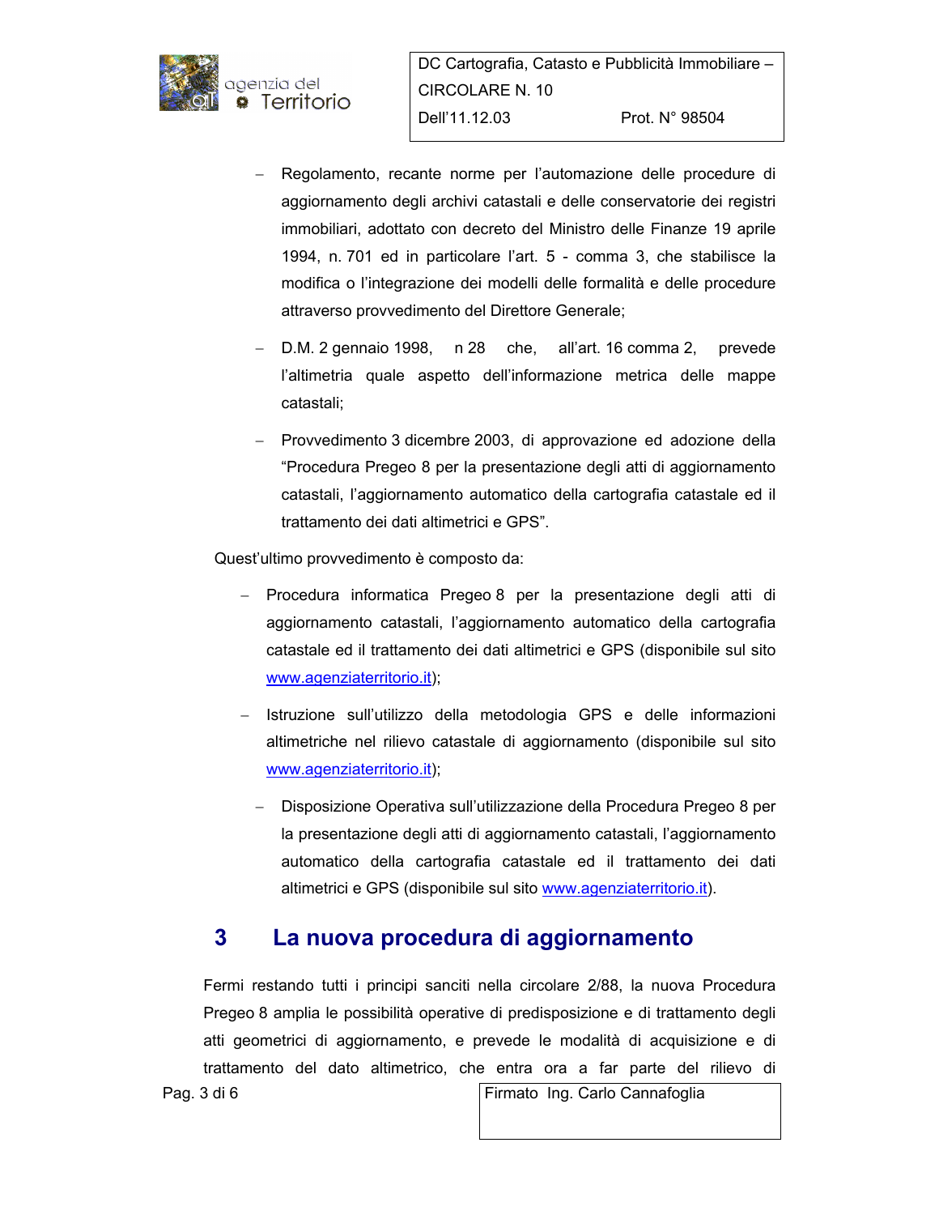- Regolamento, recante norme per l'automazione delle procedure di aggiornamento degli archivi catastali e delle conservatorie dei registri immobiliari, adottato con decreto del Ministro delle Finanze 19 aprile 1994, n. 701 ed in particolare l'art. 5 - comma 3, che stabilisce la modifica o l'integrazione dei modelli delle formalità e delle procedure attraverso provvedimento del Direttore Generale;
- D.M. 2 gennaio 1998, n 28 che, all'art. 16 comma 2, prevede l'altimetria quale aspetto dell'informazione metrica delle mappe catastali;
- Provvedimento 3 dicembre 2003, di approvazione ed adozione della "Procedura Pregeo 8 per la presentazione degli atti di aggiornamento catastali, l'aggiornamento automatico della cartografia catastale ed il trattamento dei dati altimetrici e GPS".

Quest'ultimo provvedimento è composto da:

- Procedura informatica Pregeo 8 per la presentazione degli atti di aggiornamento catastali, l'aggiornamento automatico della cartografia catastale ed il trattamento dei dati altimetrici e GPS (disponibile sul sito www.agenziaterritorio.it);
- Istruzione sull'utilizzo della metodologia GPS e delle informazioni altimetriche nel rilievo catastale di aggiornamento (disponibile sul sito www.agenziaterritorio.it);
- Disposizione Operativa sull'utilizzazione della Procedura Pregeo 8 per la presentazione degli atti di aggiornamento catastali, l'aggiornamento automatico della cartografia catastale ed il trattamento dei dati altimetrici e GPS (disponibile sul sito www.agenziaterritorio.it).

## 3 La nuova procedura di aggiornamento

Fermi restando tutti i principi sanciti nella circolare 2/88, la nuova Procedura Pregeo 8 amplia le possibilità operative di predisposizione e di trattamento degli atti geometrici di aggiornamento, e prevede le modalità di acquisizione e di trattamento del dato altimetrico, che entra ora a far parte del rilievo di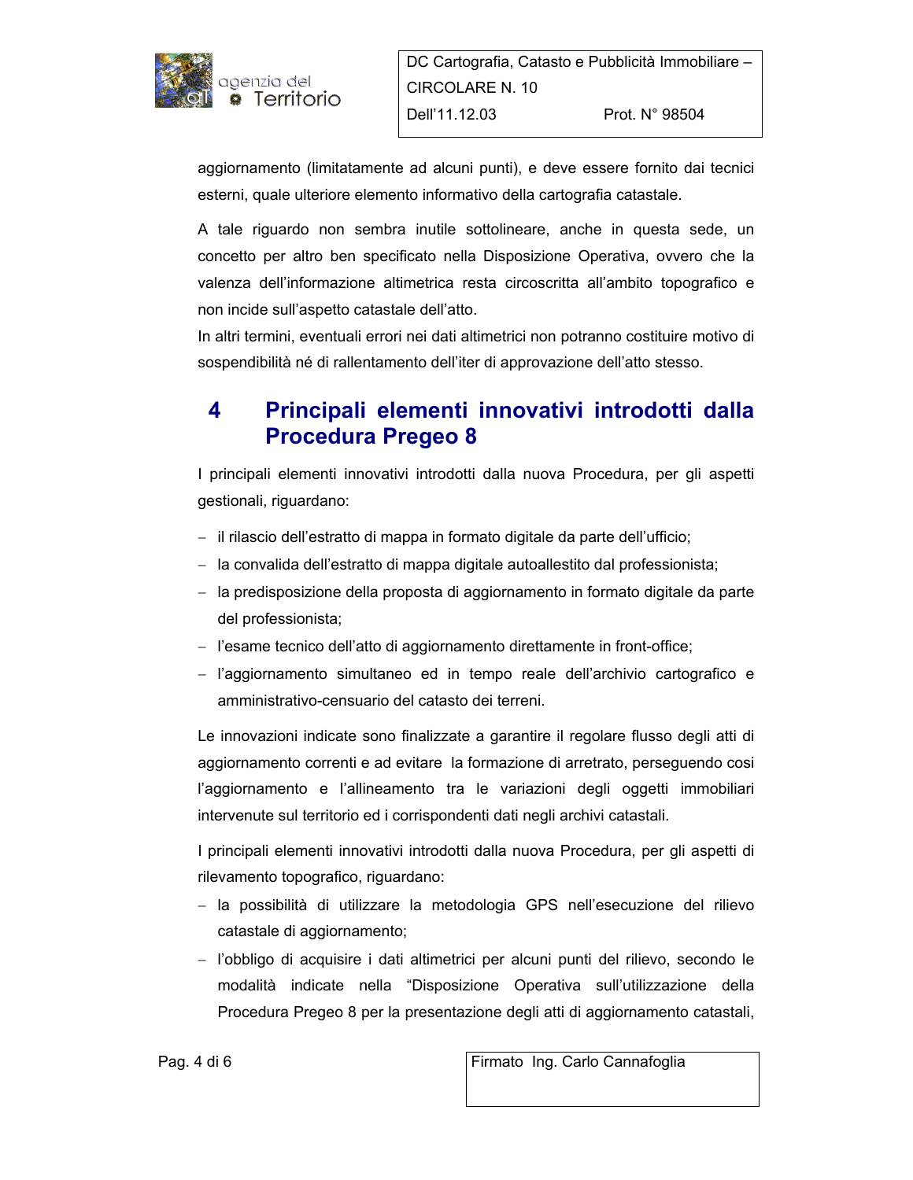aggiornamento (limitatamente ad alcuni punti), e deve essere fornito dai tecnici esterni, quale ulteriore elemento informativo della cartografia catastale.

A tale riguardo non sembra inutile sottolineare, anche in questa sede, un concetto per altro ben specificato nella Disposizione Operativa, ovvero che la valenza dell'informazione altimetrica resta circoscritta all'ambito topografico e non incide sull'aspetto catastale dell'atto.
In altri termini, eventuali errori nei dati altimetrici non potranno costituire motivo di sospendibilità né di rallentamento dell'iter di approvazione dell'atto stesso.

# 4 Principali elementi innovativi introdotti dalla Procedura Pregeo 8

I principali elementi innovativi introdotti dalla nuova Procedura, per gli aspetti gestionali, riguardano:

- il rilascio dell'estratto di mappa in formato digitale da parte dell'ufficio;
- la convalida dell'estratto di mappa digitale autoallestito dal professionista;
- la predisposizione della proposta di aggiornamento in formato digitale da parte del professionista;
- l'esame tecnico dell'atto di aggiornamento direttamente in front-office;
- l'aggiornamento simultaneo ed in tempo reale dell'archivio cartografico e amministrativo-censuario del catasto dei terreni.

Le innovazioni indicate sono finalizzate a garantire il regolare flusso degli atti di aggiornamento correnti e ad evitare la formazione di arretrato, perseguendo cosi l'aggiornamento e l'allineamento tra le variazioni degli oggetti immobiliari intervenute sul territorio ed i corrispondenti dati negli archivi catastali.

I principali elementi innovativi introdotti dalla nuova Procedura, per gli aspetti di rilevamento topografico, riguardano:

- la possibilità di utilizzare la metodologia GPS nell'esecuzione del rilievo catastale di aggiornamento;
- l'obbligo di acquisire i dati altimetrici per alcuni punti del rilievo, secondo le modalità indicate nella "Disposizione Operativa sull'utilizzazione della Procedura Pregeo 8 per la presentazione degli atti di aggiornamento catastali,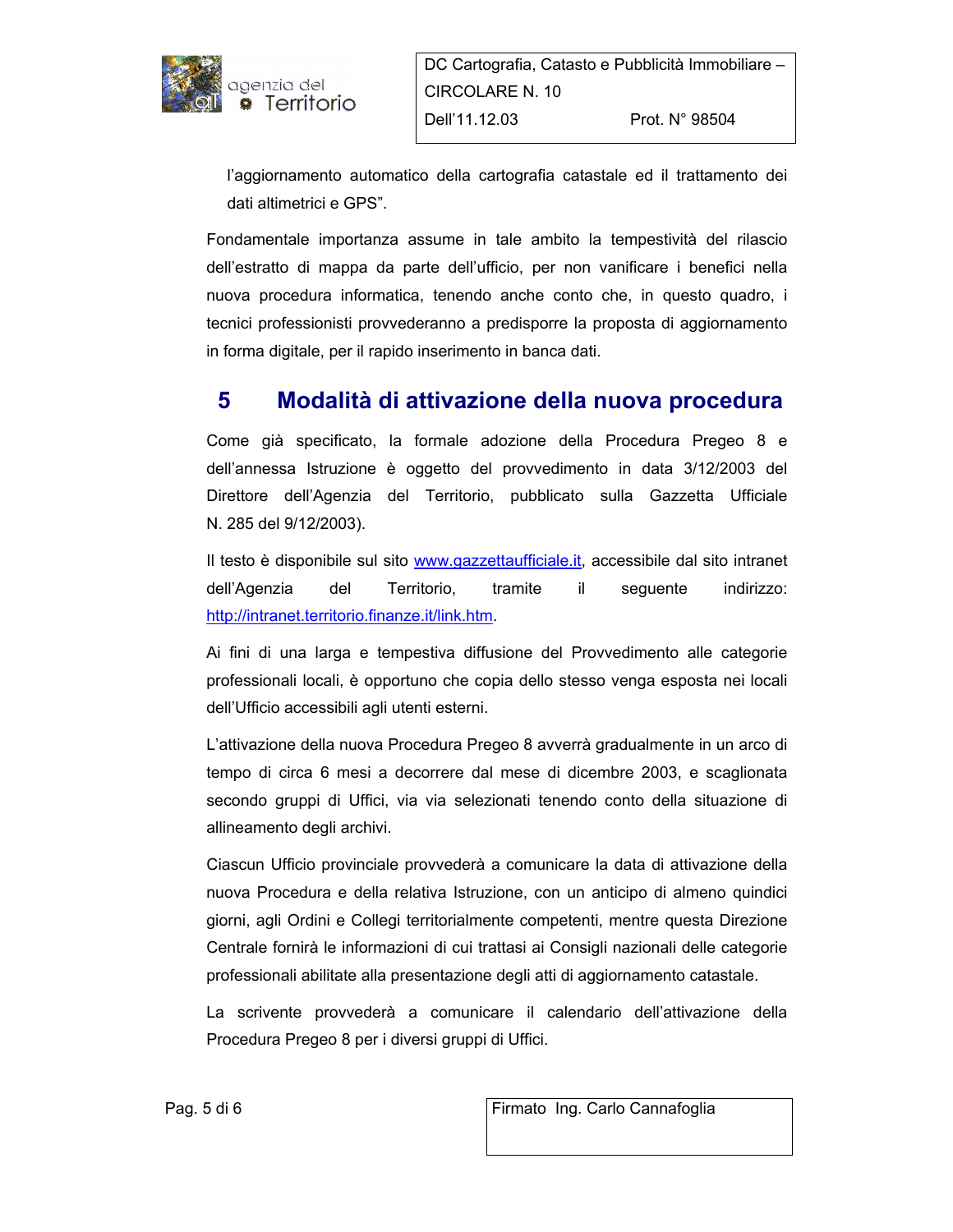l'aggiornamento automatico della cartografia catastale ed il trattamento dei dati altimetrici e GPS".

Fondamentale importanza assume in tale ambito la tempestività del rilascio dell'estratto di mappa da parte dell'ufficio, per non vanificare i benefici nella nuova procedura informatica, tenendo anche conto che, in questo quadro, i tecnici professionisti provvederanno a predisporre la proposta di aggiornamento in forma digitale, per il rapido inserimento in banca dati.

## 5 Modalità di attivazione della nuova procedura

Come già specificato, la formale adozione della Procedura Pregeo 8 e dell'annessa Istruzione è oggetto del provvedimento in data 3/12/2003 del Direttore dell'Agenzia del Territorio, pubblicato sulla Gazzetta Ufficiale N. 285 del 9/12/2003).

Il testo è disponibile sul sito [www.gazzettaufficiale.it](http://www.gazzettaufficiale.it), accessibile dal sito intranet dell'Agenzia del Territorio, tramite il seguente indirizzo: [http://intranet.territorio.finanze.it/link.htm](http://intranet.territorio.finanze.it/link.htm).

Ai fini di una larga e tempestiva diffusione del Provvedimento alle categorie professionali locali, è opportuno che copia dello stesso venga esposta nei locali dell'Ufficio accessibili agli utenti esterni.

L'attivazione della nuova Procedura Pregeo 8 avverrà gradualmente in un arco di tempo di circa 6 mesi a decorrere dal mese di dicembre 2003, e scaglionata secondo gruppi di Uffici, via via selezionati tenendo conto della situazione di allineamento degli archivi.

Ciascun Ufficio provinciale provvederà a comunicare la data di attivazione della nuova Procedura e della relativa Istruzione, con un anticipo di almeno quindici giorni, agli Ordini e Collegi territorialmente competenti, mentre questa Direzione Centrale fornirà le informazioni di cui trattasi ai Consigli nazionali delle categorie professionali abilitate alla presentazione degli atti di aggiornamento catastale.

La scrivente provvederà a comunicare il calendario dell'attivazione della Procedura Pregeo 8 per i diversi gruppi di Uffici.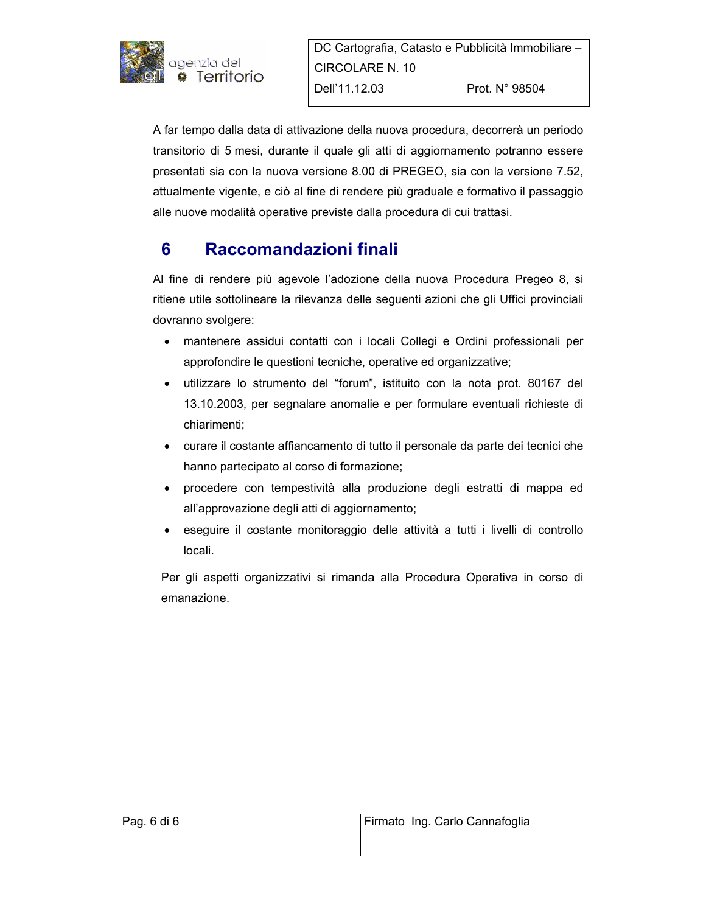A far tempo dalla data di attivazione della nuova procedura, decorrerà un periodo transitorio di 5 mesi, durante il quale gli atti di aggiornamento potranno essere presentati sia con la nuova versione 8.00 di PREGEO, sia con la versione 7.52, attualmente vigente, e ciò al fine di rendere più graduale e formativo il passaggio alle nuove modalità operative previste dalla procedura di cui trattasi.

# 6 Raccomandazioni finali

Al fine di rendere più agevole l'adozione della nuova Procedura Pregeo 8, si ritiene utile sottolineare la rilevanza delle seguenti azioni che gli Uffici provinciali dovranno svolgere:

- mantenere assidui contatti con i locali Collegi e Ordini professionali per approfondire le questioni tecniche, operative ed organizzative;
- utilizzare lo strumento del "forum", istituito con la nota prot. 80167 del 13.10.2003, per segnalare anomalie e per formulare eventuali richieste di chiarimenti;
- curare il costante affiancamento di tutto il personale da parte dei tecnici che hanno partecipato al corso di formazione;
- procedere con tempestività alla produzione degli estratti di mappa ed all'approvazione degli atti di aggiornamento;
- eseguire il costante monitoraggio delle attività a tutti i livelli di controllo locali.

Per gli aspetti organizzativi si rimanda alla Procedura Operativa in corso di emanazione.

Firmato Ing. Carlo Cannafoglia